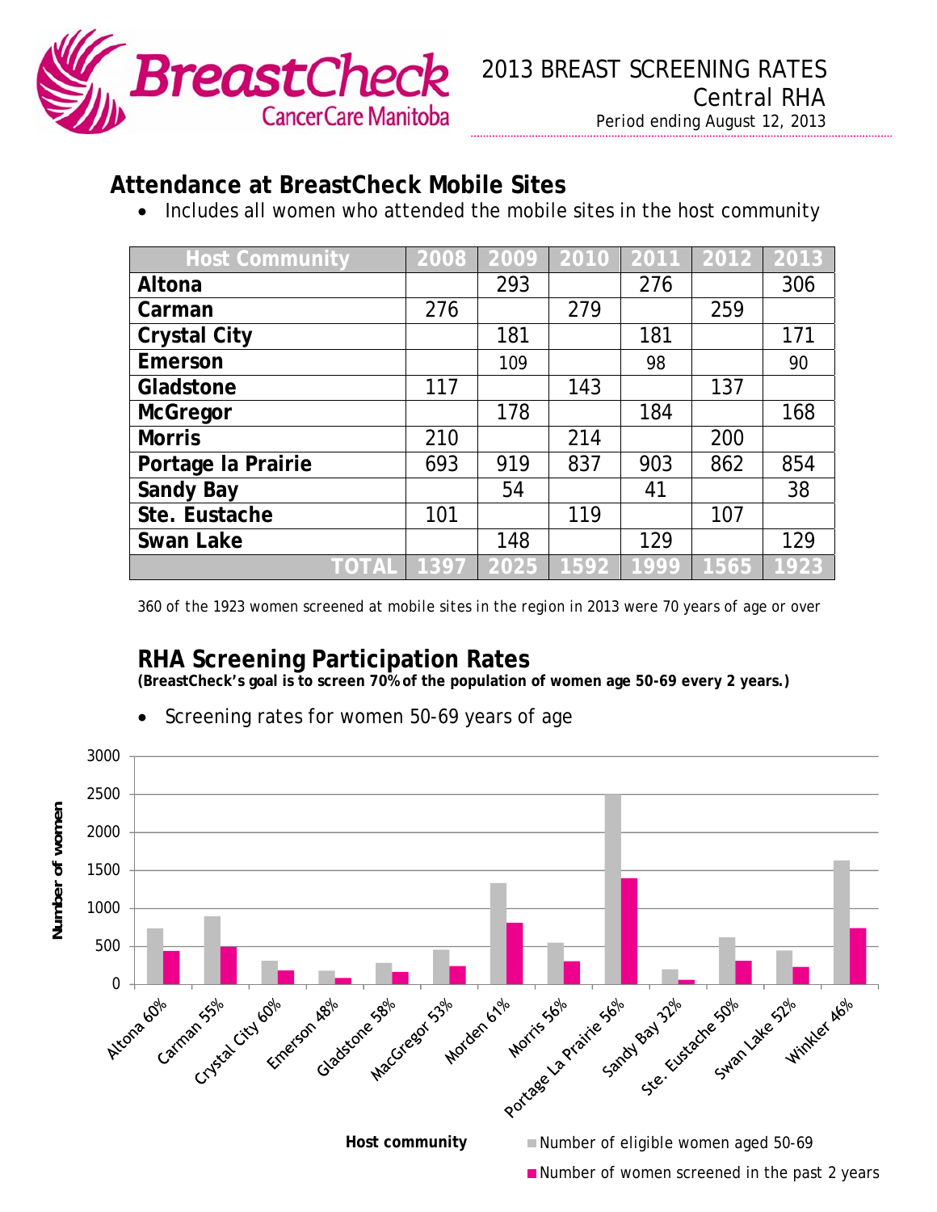# 2013 BREAST SCREENING RATES

## Central RHA

Period ending August 12, 2013

## Attendance at BreastCheck Mobile Sites

- Includes all women who attended the mobile sites in the host community

| Host Community | 2008 | 2009 | 2010 | 2011 | 2012 | 2013 |
|---|---|---|---|---|---|---|
| Altona | | 293 | | 276 | | 306 |
| Carman | 276 | | 279 | | 259 | |
| Crystal City | | 181 | | 181 | | 171 |
| Emerson | | 109 | | 98 | | 90 |
| Gladstone | 117 | | 143 | | 137 | |
| McGregor | | 178 | | 184 | | 168 |
| Morris | 210 | | 214 | | 200 | |
| Portage la Prairie | 693 | 919 | 837 | 903 | 862 | 854 |
| Sandy Bay | | 54 | | 41 | | 38 |
| Ste. Eustache | 101 | | 119 | | 107 | |
| Swan Lake | | 148 | | 129 | | 129 |
| TOTAL | 1397 | 2025 | 1592 | 1999 | 1565 | 1923 |

360 of the 1923 women screened at mobile sites in the region in 2013 were 70 years of age or over

## RHA Screening Participation Rates

**(BreastCheck's goal is to screen 70% of the population of women age 50-69 every 2 years.)**

- Screening rates for women 50-69 years of age

Chart: Number of women by Host community — Number of eligible women aged 50-69; Number of women screened in the past 2 years

Altona 60%, Carman 55%, Crystal City 60%, Emerson 48%, Gladstone 58%, MacGregor 53%, Morden 61%, Morris 56%, Portage La Prairie 56%, Sandy Bay 32%, Ste. Eustache 50%, Swan Lake 52%, Winkler 46%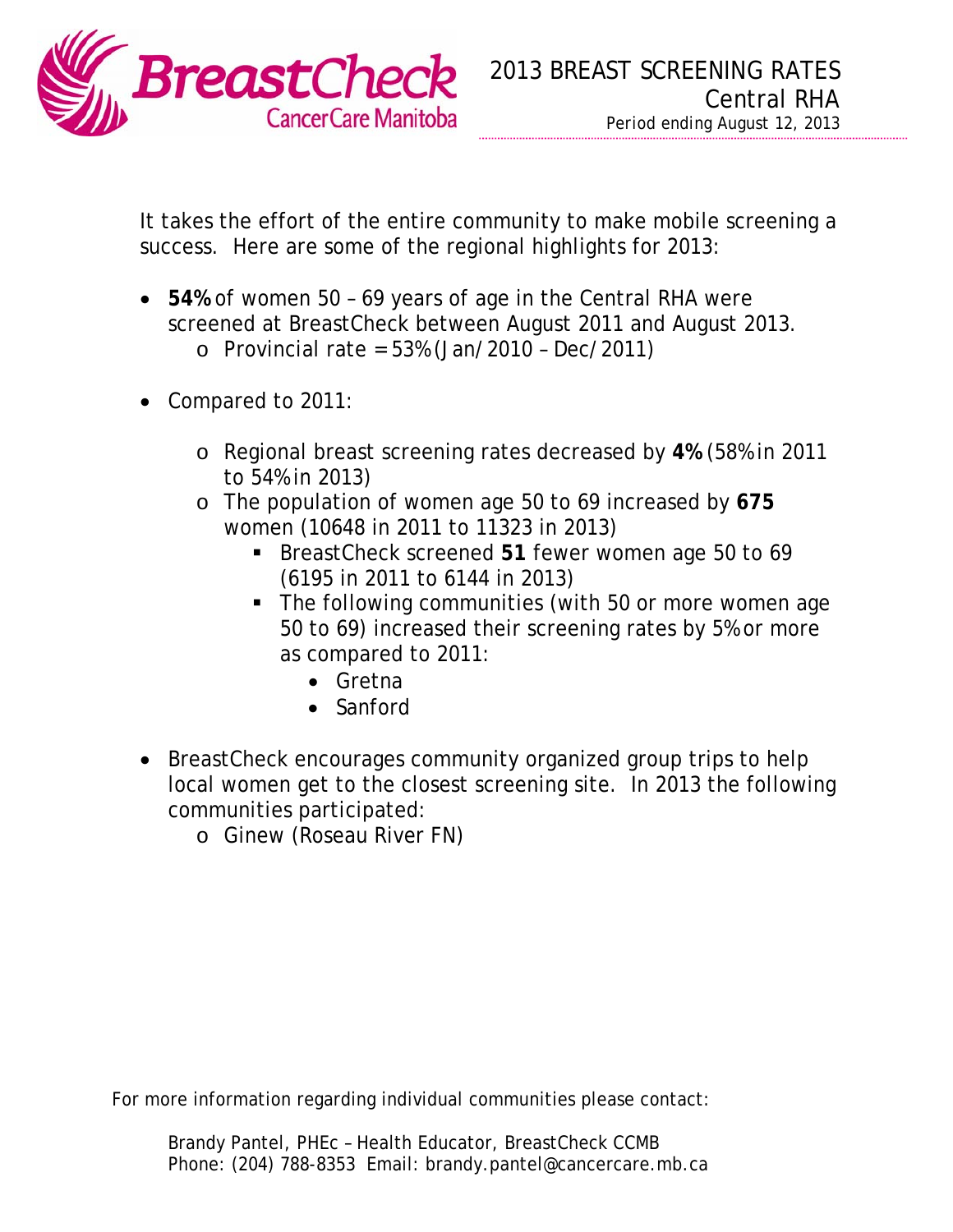BreastCheck
CancerCare Manitoba

# 2013 BREAST SCREENING RATES
## Central RHA
Period ending August 12, 2013

It takes the effort of the entire community to make mobile screening a success. Here are some of the regional highlights for 2013:

- **54%** of women 50 – 69 years of age in the Central RHA were screened at BreastCheck between August 2011 and August 2013.
  - Provincial rate = 53% (Jan/2010 – Dec/2011)
- Compared to 2011:
  - Regional breast screening rates decreased by **4%** (58% in 2011 to 54% in 2013)
  - The population of women age 50 to 69 increased by **675** women (10648 in 2011 to 11323 in 2013)
    - BreastCheck screened **51** fewer women age 50 to 69 (6195 in 2011 to 6144 in 2013)
    - The following communities (with 50 or more women age 50 to 69) increased their screening rates by 5% or more as compared to 2011:
      - Gretna
      - Sanford
- BreastCheck encourages community organized group trips to help local women get to the closest screening site. In 2013 the following communities participated:
  - Ginew (Roseau River FN)

For more information regarding individual communities please contact:

Brandy Pantel, PHEc – Health Educator, BreastCheck CCMB
Phone: (204) 788-8353 Email: brandy.pantel@cancercare.mb.ca